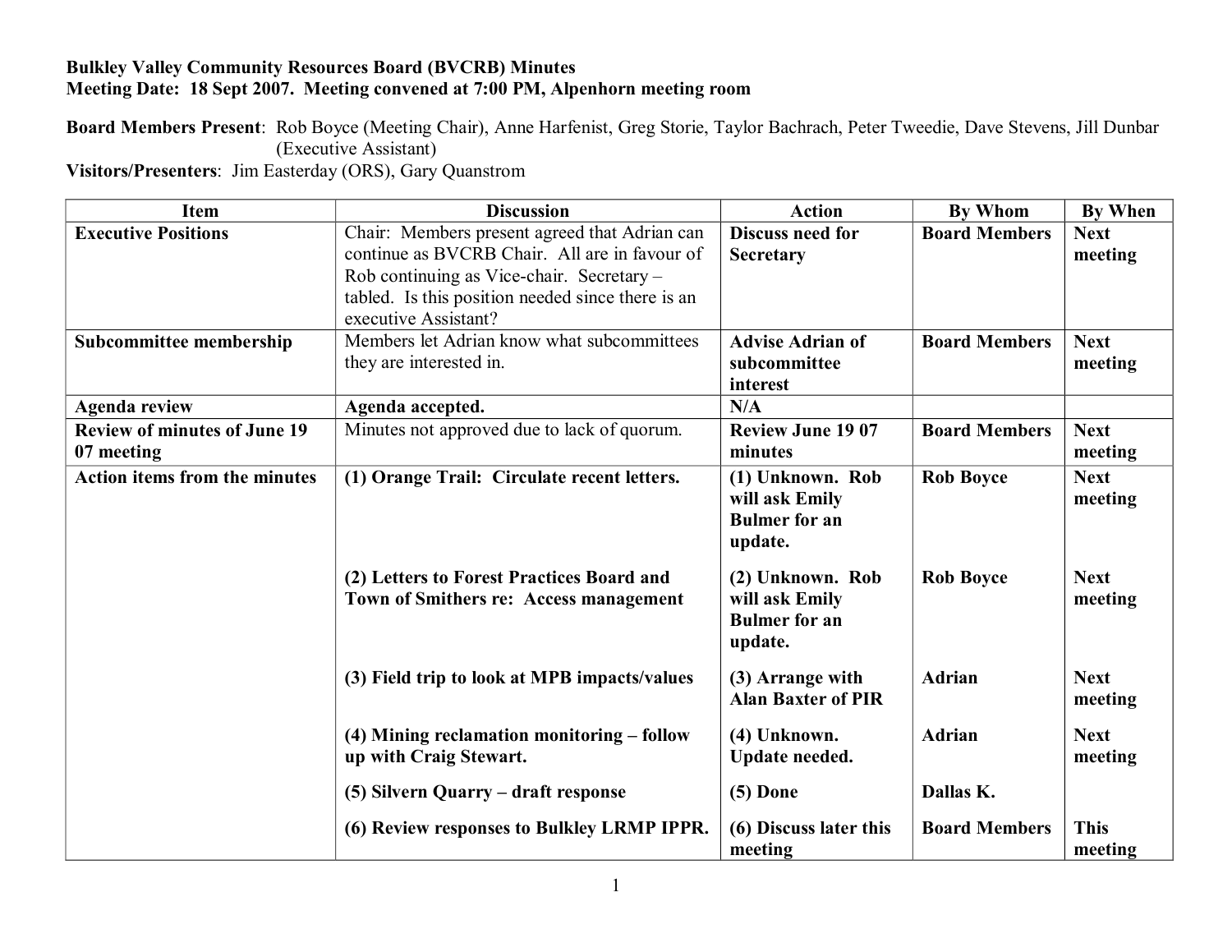**Bulkley Valley Community Resources Board (BVCRB) Minutes**
**Meeting Date: 18 Sept 2007. Meeting convened at 7:00 PM, Alpenhorn meeting room**

**Board Members Present**: Rob Boyce (Meeting Chair), Anne Harfenist, Greg Storie, Taylor Bachrach, Peter Tweedie, Dave Stevens, Jill Dunbar (Executive Assistant)
**Visitors/Presenters**: Jim Easterday (ORS), Gary Quanstrom

| Item | Discussion | Action | By Whom | By When |
|---|---|---|---|---|
| **Executive Positions** | Chair: Members present agreed that Adrian can continue as BVCRB Chair. All are in favour of Rob continuing as Vice-chair. Secretary – tabled. Is this position needed since there is an executive Assistant? | **Discuss need for Secretary** | **Board Members** | **Next meeting** |
| **Subcommittee membership** | Members let Adrian know what subcommittees they are interested in. | **Advise Adrian of subcommittee interest** | **Board Members** | **Next meeting** |
| **Agenda review** | **Agenda accepted.** | **N/A** | | |
| **Review of minutes of June 19 07 meeting** | Minutes not approved due to lack of quorum. | **Review June 19 07 minutes** | **Board Members** | **Next meeting** |
| **Action items from the minutes** | **(1) Orange Trail: Circulate recent letters.** | **(1) Unknown. Rob will ask Emily Bulmer for an update.** | **Rob Boyce** | **Next meeting** |
| | **(2) Letters to Forest Practices Board and Town of Smithers re: Access management** | **(2) Unknown. Rob will ask Emily Bulmer for an update.** | **Rob Boyce** | **Next meeting** |
| | **(3) Field trip to look at MPB impacts/values** | **(3) Arrange with Alan Baxter of PIR** | **Adrian** | **Next meeting** |
| | **(4) Mining reclamation monitoring – follow up with Craig Stewart.** | **(4) Unknown. Update needed.** | **Adrian** | **Next meeting** |
| | **(5) Silvern Quarry – draft response** | **(5) Done** | **Dallas K.** | |
| | **(6) Review responses to Bulkley LRMP IPPR.** | **(6) Discuss later this meeting** | **Board Members** | **This meeting** |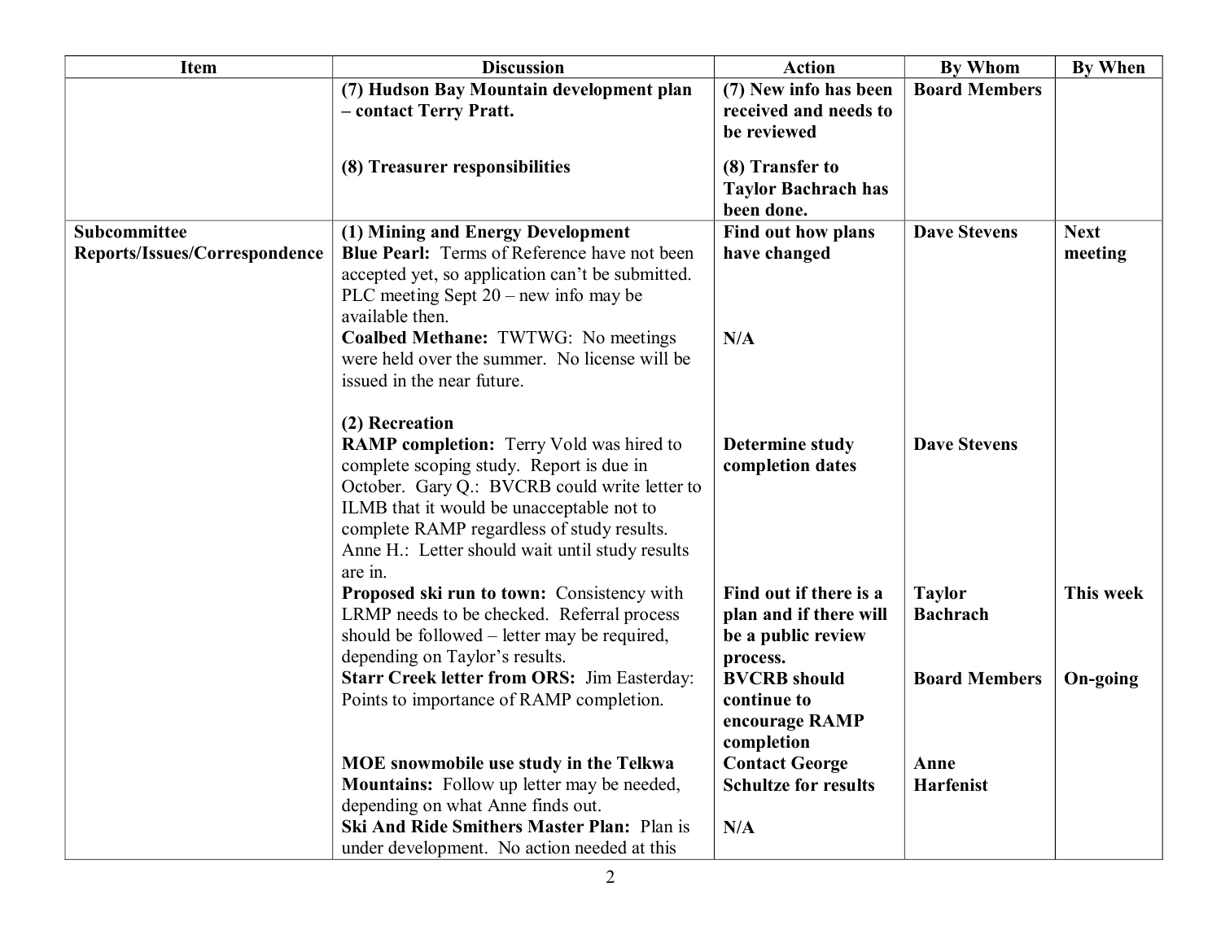| Item | Discussion | Action | By Whom | By When |
|---|---|---|---|---|
| | **(7) Hudson Bay Mountain development plan – contact Terry Pratt.** | **(7) New info has been received and needs to be reviewed** | **Board Members** | |
| | **(8) Treasurer responsibilities** | **(8) Transfer to Taylor Bachrach has been done.** | | |
| **Subcommittee Reports/Issues/Correspondence** | **(1) Mining and Energy Development**<br>**Blue Pearl:** Terms of Reference have not been accepted yet, so application can't be submitted. PLC meeting Sept 20 – new info may be available then. | **Find out how plans have changed** | **Dave Stevens** | **Next meeting** |
| | **Coalbed Methane:** TWTWG: No meetings were held over the summer. No license will be issued in the near future. | **N/A** | | |
| | **(2) Recreation**<br>**RAMP completion:** Terry Vold was hired to complete scoping study. Report is due in October. Gary Q.: BVCRB could write letter to ILMB that it would be unacceptable not to complete RAMP regardless of study results. Anne H.: Letter should wait until study results are in. | **Determine study completion dates** | **Dave Stevens** | |
| | **Proposed ski run to town:** Consistency with LRMP needs to be checked. Referral process should be followed – letter may be required, depending on Taylor's results. | **Find out if there is a plan and if there will be a public review process.** | **Taylor Bachrach** | **This week** |
| | **Starr Creek letter from ORS:** Jim Easterday: Points to importance of RAMP completion. | **BVCRB should continue to encourage RAMP completion** | **Board Members** | **On-going** |
| | **MOE snowmobile use study in the Telkwa Mountains:** Follow up letter may be needed, depending on what Anne finds out. | **Contact George Schultze for results** | **Anne Harfenist** | |
| | **Ski And Ride Smithers Master Plan:** Plan is under development. No action needed at this | **N/A** | | |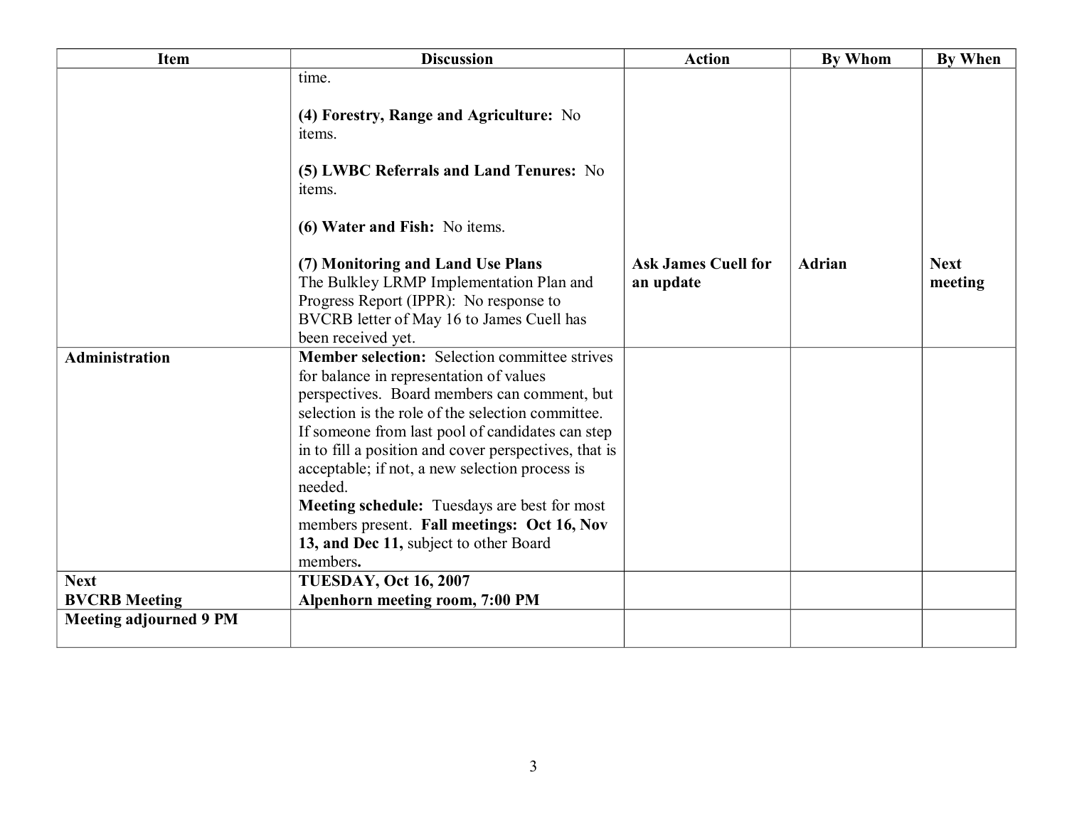| Item | Discussion | Action | By Whom | By When |
| --- | --- | --- | --- | --- |
| | time.<br><br>**(4) Forestry, Range and Agriculture:** No items.<br><br>**(5) LWBC Referrals and Land Tenures:** No items.<br><br>**(6) Water and Fish:** No items.<br><br>**(7) Monitoring and Land Use Plans**<br>The Bulkley LRMP Implementation Plan and Progress Report (IPPR): No response to BVCRB letter of May 16 to James Cuell has been received yet. | **Ask James Cuell for an update** | **Adrian** | **Next meeting** |
| **Administration** | **Member selection:** Selection committee strives for balance in representation of values perspectives. Board members can comment, but selection is the role of the selection committee. If someone from last pool of candidates can step in to fill a position and cover perspectives, that is acceptable; if not, a new selection process is needed.<br>**Meeting schedule:** Tuesdays are best for most members present. **Fall meetings: Oct 16, Nov 13, and Dec 11,** subject to other Board members**.** | | | |
| **Next BVCRB Meeting** | **TUESDAY, Oct 16, 2007**<br>**Alpenhorn meeting room, 7:00 PM** | | | |
| **Meeting adjourned 9 PM** | | | | |